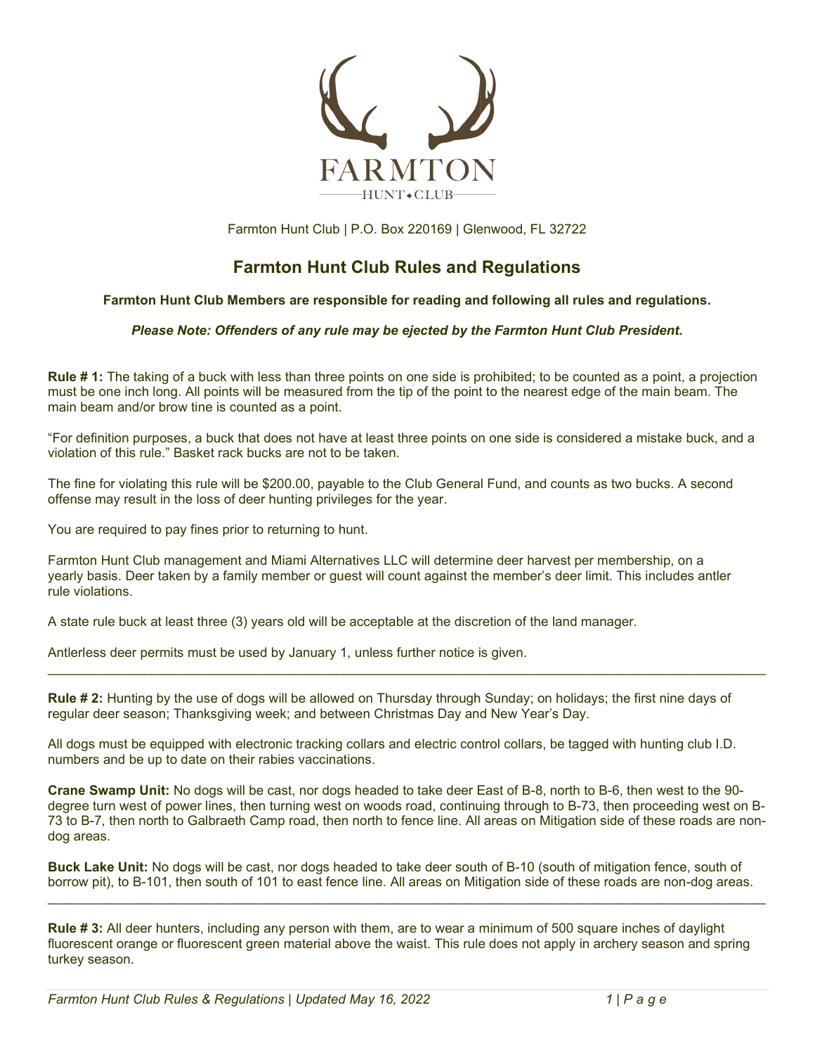FARMTON

HUNT • CLUB

Farmton Hunt Club | P.O. Box 220169 | Glenwood, FL 32722

# Farmton Hunt Club Rules and Regulations

**Farmton Hunt Club Members are responsible for reading and following all rules and regulations.**

***Please Note: Offenders of any rule may be ejected by the Farmton Hunt Club President.***

**Rule # 1:** The taking of a buck with less than three points on one side is prohibited; to be counted as a point, a projection must be one inch long. All points will be measured from the tip of the point to the nearest edge of the main beam. The main beam and/or brow tine is counted as a point.

"For definition purposes, a buck that does not have at least three points on one side is considered a mistake buck, and a violation of this rule." Basket rack bucks are not to be taken.

The fine for violating this rule will be $200.00, payable to the Club General Fund, and counts as two bucks. A second offense may result in the loss of deer hunting privileges for the year.

You are required to pay fines prior to returning to hunt.

Farmton Hunt Club management and Miami Alternatives LLC will determine deer harvest per membership, on a yearly basis. Deer taken by a family member or guest will count against the member's deer limit. This includes antler rule violations.

A state rule buck at least three (3) years old will be acceptable at the discretion of the land manager.

Antlerless deer permits must be used by January 1, unless further notice is given.

---

**Rule # 2:** Hunting by the use of dogs will be allowed on Thursday through Sunday; on holidays; the first nine days of regular deer season; Thanksgiving week; and between Christmas Day and New Year's Day.

All dogs must be equipped with electronic tracking collars and electric control collars, be tagged with hunting club I.D. numbers and be up to date on their rabies vaccinations.

**Crane Swamp Unit:** No dogs will be cast, nor dogs headed to take deer East of B-8, north to B-6, then west to the 90-degree turn west of power lines, then turning west on woods road, continuing through to B-73, then proceeding west on B-73 to B-7, then north to Galbraeth Camp road, then north to fence line. All areas on Mitigation side of these roads are non-dog areas.

**Buck Lake Unit:** No dogs will be cast, nor dogs headed to take deer south of B-10 (south of mitigation fence, south of borrow pit), to B-101, then south of 101 to east fence line. All areas on Mitigation side of these roads are non-dog areas.

---

**Rule # 3:** All deer hunters, including any person with them, are to wear a minimum of 500 square inches of daylight fluorescent orange or fluorescent green material above the waist. This rule does not apply in archery season and spring turkey season.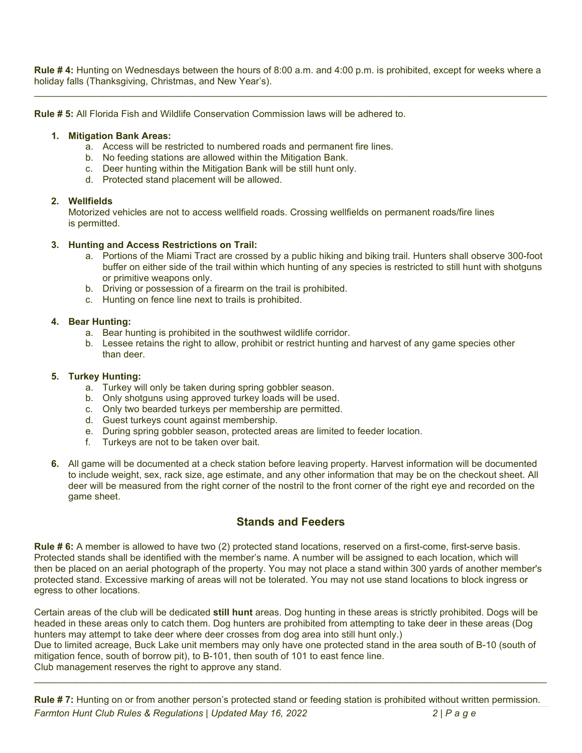**Rule # 4:** Hunting on Wednesdays between the hours of 8:00 a.m. and 4:00 p.m. is prohibited, except for weeks where a holiday falls (Thanksgiving, Christmas, and New Year's).

---

**Rule # 5:** All Florida Fish and Wildlife Conservation Commission laws will be adhered to.

1. **Mitigation Bank Areas:**
   a. Access will be restricted to numbered roads and permanent fire lines.
   b. No feeding stations are allowed within the Mitigation Bank.
   c. Deer hunting within the Mitigation Bank will be still hunt only.
   d. Protected stand placement will be allowed.

2. **Wellfields**
   Motorized vehicles are not to access wellfield roads. Crossing wellfields on permanent roads/fire lines is permitted.

3. **Hunting and Access Restrictions on Trail:**
   a. Portions of the Miami Tract are crossed by a public hiking and biking trail. Hunters shall observe 300-foot buffer on either side of the trail within which hunting of any species is restricted to still hunt with shotguns or primitive weapons only.
   b. Driving or possession of a firearm on the trail is prohibited.
   c. Hunting on fence line next to trails is prohibited.

4. **Bear Hunting:**
   a. Bear hunting is prohibited in the southwest wildlife corridor.
   b. Lessee retains the right to allow, prohibit or restrict hunting and harvest of any game species other than deer.

5. **Turkey Hunting:**
   a. Turkey will only be taken during spring gobbler season.
   b. Only shotguns using approved turkey loads will be used.
   c. Only two bearded turkeys per membership are permitted.
   d. Guest turkeys count against membership.
   e. During spring gobbler season, protected areas are limited to feeder location.
   f. Turkeys are not to be taken over bait.

6. All game will be documented at a check station before leaving property. Harvest information will be documented to include weight, sex, rack size, age estimate, and any other information that may be on the checkout sheet. All deer will be measured from the right corner of the nostril to the front corner of the right eye and recorded on the game sheet.

## Stands and Feeders

**Rule # 6:** A member is allowed to have two (2) protected stand locations, reserved on a first-come, first-serve basis. Protected stands shall be identified with the member's name. A number will be assigned to each location, which will then be placed on an aerial photograph of the property. You may not place a stand within 300 yards of another member's protected stand. Excessive marking of areas will not be tolerated. You may not use stand locations to block ingress or egress to other locations.

Certain areas of the club will be dedicated **still hunt** areas. Dog hunting in these areas is strictly prohibited. Dogs will be headed in these areas only to catch them. Dog hunters are prohibited from attempting to take deer in these areas (Dog hunters may attempt to take deer where deer crosses from dog area into still hunt only.)
Due to limited acreage, Buck Lake unit members may only have one protected stand in the area south of B-10 (south of mitigation fence, south of borrow pit), to B-101, then south of 101 to east fence line.
Club management reserves the right to approve any stand.

---

**Rule # 7:** Hunting on or from another person's protected stand or feeding station is prohibited without written permission.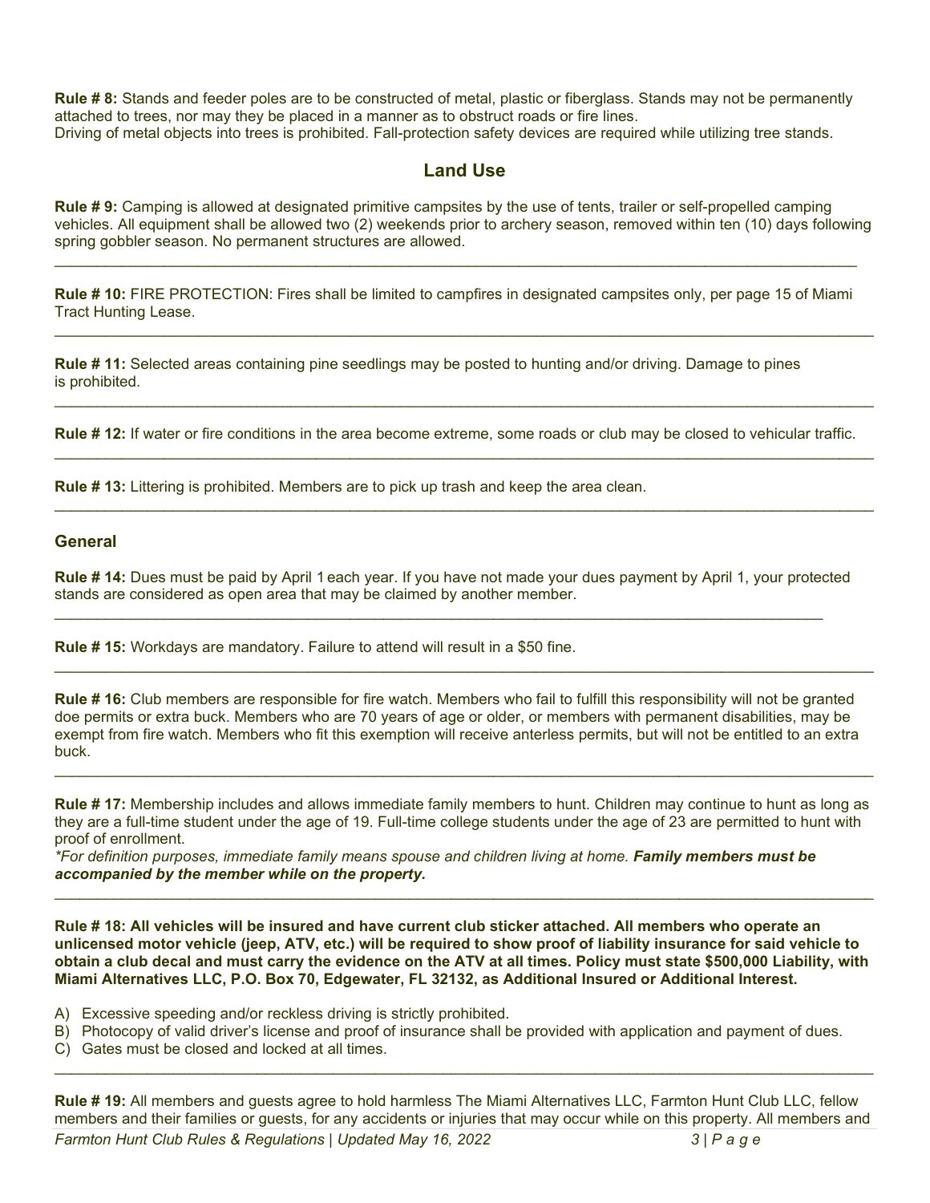**Rule # 8:** Stands and feeder poles are to be constructed of metal, plastic or fiberglass. Stands may not be permanently attached to trees, nor may they be placed in a manner as to obstruct roads or fire lines.
Driving of metal objects into trees is prohibited. Fall-protection safety devices are required while utilizing tree stands.

## Land Use

**Rule # 9:** Camping is allowed at designated primitive campsites by the use of tents, trailer or self-propelled camping vehicles. All equipment shall be allowed two (2) weekends prior to archery season, removed within ten (10) days following spring gobbler season. No permanent structures are allowed.

---

**Rule # 10:** FIRE PROTECTION: Fires shall be limited to campfires in designated campsites only, per page 15 of Miami Tract Hunting Lease.

---

**Rule # 11:** Selected areas containing pine seedlings may be posted to hunting and/or driving. Damage to pines is prohibited.

---

**Rule # 12:** If water or fire conditions in the area become extreme, some roads or club may be closed to vehicular traffic.

---

**Rule # 13:** Littering is prohibited. Members are to pick up trash and keep the area clean.

---

### General

**Rule # 14:** Dues must be paid by April 1 each year. If you have not made your dues payment by April 1, your protected stands are considered as open area that may be claimed by another member.

---

**Rule # 15:** Workdays are mandatory. Failure to attend will result in a $50 fine.

---

**Rule # 16:** Club members are responsible for fire watch. Members who fail to fulfill this responsibility will not be granted doe permits or extra buck. Members who are 70 years of age or older, or members with permanent disabilities, may be exempt from fire watch. Members who fit this exemption will receive anterless permits, but will not be entitled to an extra buck.

---

**Rule # 17:** Membership includes and allows immediate family members to hunt. Children may continue to hunt as long as they are a full-time student under the age of 19. Full-time college students under the age of 23 are permitted to hunt with proof of enrollment.
*\*For definition purposes, immediate family means spouse and children living at home.* ***Family members must be accompanied by the member while on the property.***

---

**Rule # 18: All vehicles will be insured and have current club sticker attached. All members who operate an unlicensed motor vehicle (jeep, ATV, etc.) will be required to show proof of liability insurance for said vehicle to obtain a club decal and must carry the evidence on the ATV at all times. Policy must state $500,000 Liability, with Miami Alternatives LLC, P.O. Box 70, Edgewater, FL 32132, as Additional Insured or Additional Interest.**

A) Excessive speeding and/or reckless driving is strictly prohibited.
B) Photocopy of valid driver's license and proof of insurance shall be provided with application and payment of dues.
C) Gates must be closed and locked at all times.

---

**Rule # 19:** All members and guests agree to hold harmless The Miami Alternatives LLC, Farmton Hunt Club LLC, fellow members and their families or guests, for any accidents or injuries that may occur while on this property. All members and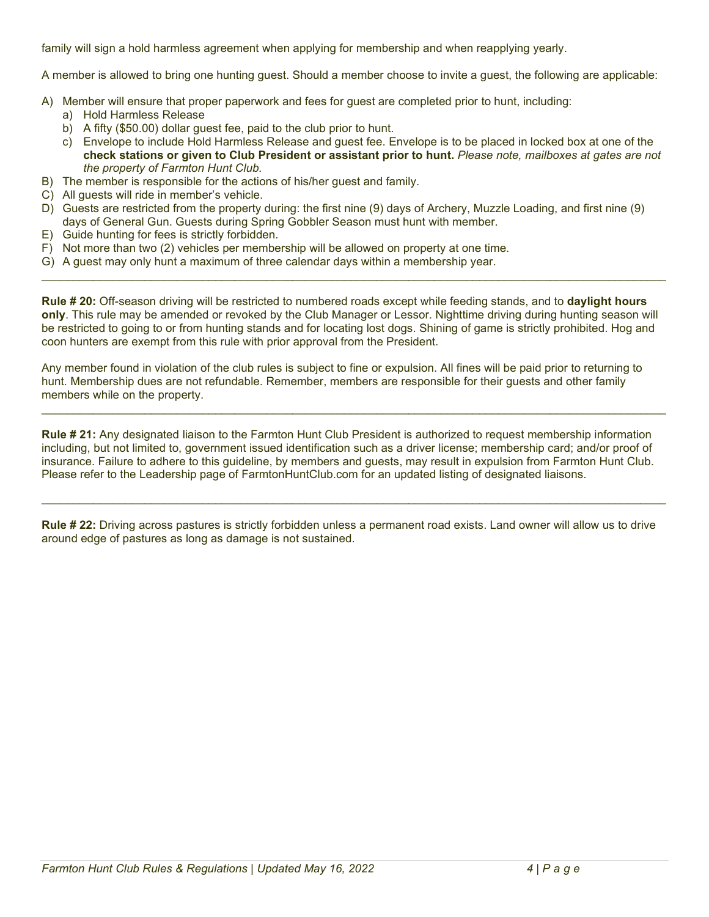family will sign a hold harmless agreement when applying for membership and when reapplying yearly.

A member is allowed to bring one hunting guest. Should a member choose to invite a guest, the following are applicable:

A) Member will ensure that proper paperwork and fees for guest are completed prior to hunt, including:
   a) Hold Harmless Release
   b) A fifty ($50.00) dollar guest fee, paid to the club prior to hunt.
   c) Envelope to include Hold Harmless Release and guest fee. Envelope is to be placed in locked box at one of the **check stations or given to Club President or assistant prior to hunt.** *Please note, mailboxes at gates are not the property of Farmton Hunt Club.*
B) The member is responsible for the actions of his/her guest and family.
C) All guests will ride in member's vehicle.
D) Guests are restricted from the property during: the first nine (9) days of Archery, Muzzle Loading, and first nine (9) days of General Gun. Guests during Spring Gobbler Season must hunt with member.
E) Guide hunting for fees is strictly forbidden.
F) Not more than two (2) vehicles per membership will be allowed on property at one time.
G) A guest may only hunt a maximum of three calendar days within a membership year.

---

**Rule # 20:** Off-season driving will be restricted to numbered roads except while feeding stands, and to **daylight hours only**. This rule may be amended or revoked by the Club Manager or Lessor. Nighttime driving during hunting season will be restricted to going to or from hunting stands and for locating lost dogs. Shining of game is strictly prohibited. Hog and coon hunters are exempt from this rule with prior approval from the President.

Any member found in violation of the club rules is subject to fine or expulsion. All fines will be paid prior to returning to hunt. Membership dues are not refundable. Remember, members are responsible for their guests and other family members while on the property.

---

**Rule # 21:** Any designated liaison to the Farmton Hunt Club President is authorized to request membership information including, but not limited to, government issued identification such as a driver license; membership card; and/or proof of insurance. Failure to adhere to this guideline, by members and guests, may result in expulsion from Farmton Hunt Club. Please refer to the Leadership page of FarmtonHuntClub.com for an updated listing of designated liaisons.

---

**Rule # 22:** Driving across pastures is strictly forbidden unless a permanent road exists. Land owner will allow us to drive around edge of pastures as long as damage is not sustained.